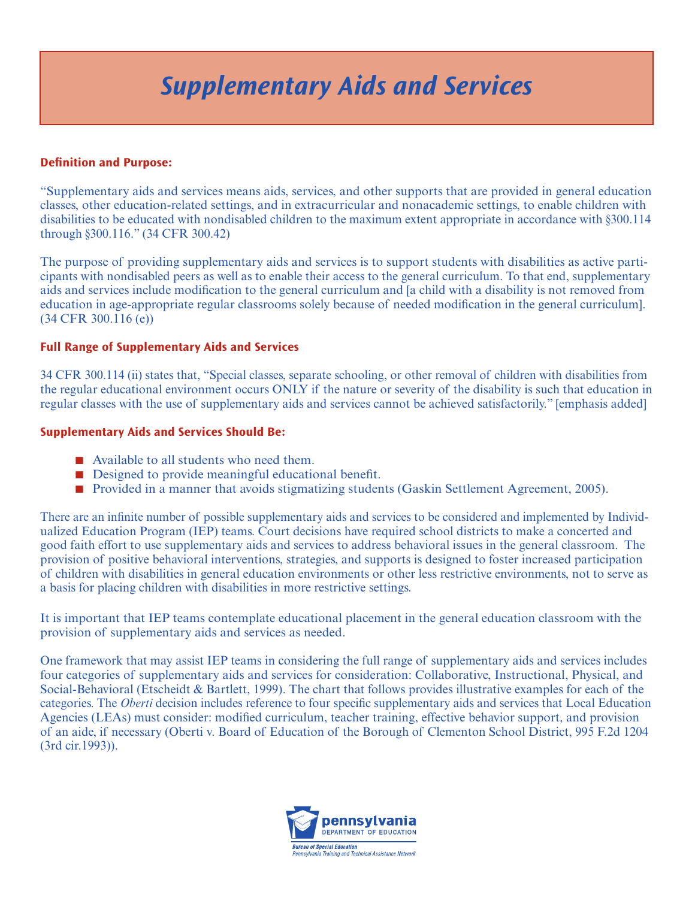# Supplementary Aids and Services

## Definition and Purpose:

"Supplementary aids and services means aids, services, and other supports that are provided in general education classes, other education-related settings, and in extracurricular and nonacademic settings, to enable children with disabilities to be educated with nondisabled children to the maximum extent appropriate in accordance with §300.114 through §300.116." (34 CFR 300.42)

The purpose of providing supplementary aids and services is to support students with disabilities as active participants with nondisabled peers as well as to enable their access to the general curriculum. To that end, supplementary aids and services include modification to the general curriculum and [a child with a disability is not removed from education in age-appropriate regular classrooms solely because of needed modification in the general curriculum]. (34 CFR 300.116 (e))

## Full Range of Supplementary Aids and Services

34 CFR 300.114 (ii) states that, "Special classes, separate schooling, or other removal of children with disabilities from the regular educational environment occurs ONLY if the nature or severity of the disability is such that education in regular classes with the use of supplementary aids and services cannot be achieved satisfactorily." [emphasis added]

## Supplementary Aids and Services Should Be:

- Available to all students who need them.
- Designed to provide meaningful educational benefit.
- Provided in a manner that avoids stigmatizing students (Gaskin Settlement Agreement, 2005).

There are an infinite number of possible supplementary aids and services to be considered and implemented by Individualized Education Program (IEP) teams. Court decisions have required school districts to make a concerted and good faith effort to use supplementary aids and services to address behavioral issues in the general classroom. The provision of positive behavioral interventions, strategies, and supports is designed to foster increased participation of children with disabilities in general education environments or other less restrictive environments, not to serve as a basis for placing children with disabilities in more restrictive settings.

It is important that IEP teams contemplate educational placement in the general education classroom with the provision of supplementary aids and services as needed.

One framework that may assist IEP teams in considering the full range of supplementary aids and services includes four categories of supplementary aids and services for consideration: Collaborative, Instructional, Physical, and Social-Behavioral (Etscheidt & Bartlett, 1999). The chart that follows provides illustrative examples for each of the categories. The *Oberti* decision includes reference to four specific supplementary aids and services that Local Education Agencies (LEAs) must consider: modified curriculum, teacher training, effective behavior support, and provision of an aide, if necessary (Oberti v. Board of Education of the Borough of Clementon School District, 995 F.2d 1204 (3rd cir.1993)).

pennsylvania DEPARTMENT OF EDUCATION
Bureau of Special Education
Pennsylvania Training and Technical Assistance Network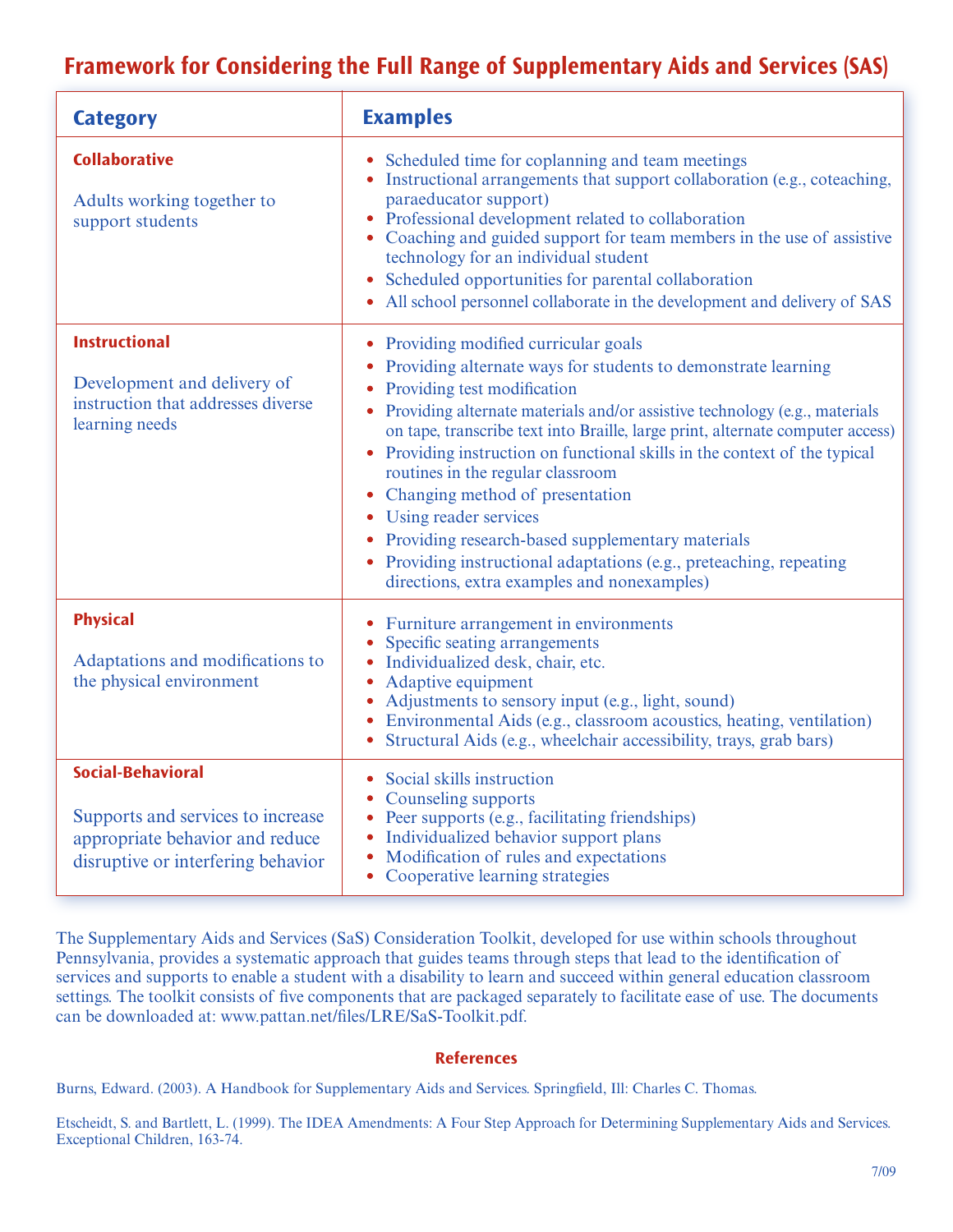# Framework for Considering the Full Range of Supplementary Aids and Services (SAS)

| Category | Examples |
|---|---|
| **Collaborative**<br><br>Adults working together to support students | • Scheduled time for coplanning and team meetings<br>• Instructional arrangements that support collaboration (e.g., coteaching, paraeducator support)<br>• Professional development related to collaboration<br>• Coaching and guided support for team members in the use of assistive technology for an individual student<br>• Scheduled opportunities for parental collaboration<br>• All school personnel collaborate in the development and delivery of SAS |
| **Instructional**<br><br>Development and delivery of instruction that addresses diverse learning needs | • Providing modified curricular goals<br>• Providing alternate ways for students to demonstrate learning<br>• Providing test modification<br>• Providing alternate materials and/or assistive technology (e.g., materials on tape, transcribe text into Braille, large print, alternate computer access)<br>• Providing instruction on functional skills in the context of the typical routines in the regular classroom<br>• Changing method of presentation<br>• Using reader services<br>• Providing research-based supplementary materials<br>• Providing instructional adaptations (e.g., preteaching, repeating directions, extra examples and nonexamples) |
| **Physical**<br><br>Adaptations and modifications to the physical environment | • Furniture arrangement in environments<br>• Specific seating arrangements<br>• Individualized desk, chair, etc.<br>• Adaptive equipment<br>• Adjustments to sensory input (e.g., light, sound)<br>• Environmental Aids (e.g., classroom acoustics, heating, ventilation)<br>• Structural Aids (e.g., wheelchair accessibility, trays, grab bars) |
| **Social-Behavioral**<br><br>Supports and services to increase appropriate behavior and reduce disruptive or interfering behavior | • Social skills instruction<br>• Counseling supports<br>• Peer supports (e.g., facilitating friendships)<br>• Individualized behavior support plans<br>• Modification of rules and expectations<br>• Cooperative learning strategies |

The Supplementary Aids and Services (SaS) Consideration Toolkit, developed for use within schools throughout Pennsylvania, provides a systematic approach that guides teams through steps that lead to the identification of services and supports to enable a student with a disability to learn and succeed within general education classroom settings. The toolkit consists of five components that are packaged separately to facilitate ease of use. The documents can be downloaded at: www.pattan.net/files/LRE/SaS-Toolkit.pdf.

## References

Burns, Edward. (2003). A Handbook for Supplementary Aids and Services. Springfield, Ill: Charles C. Thomas.

Etscheidt, S. and Bartlett, L. (1999). The IDEA Amendments: A Four Step Approach for Determining Supplementary Aids and Services. Exceptional Children, 163-74.

7/09